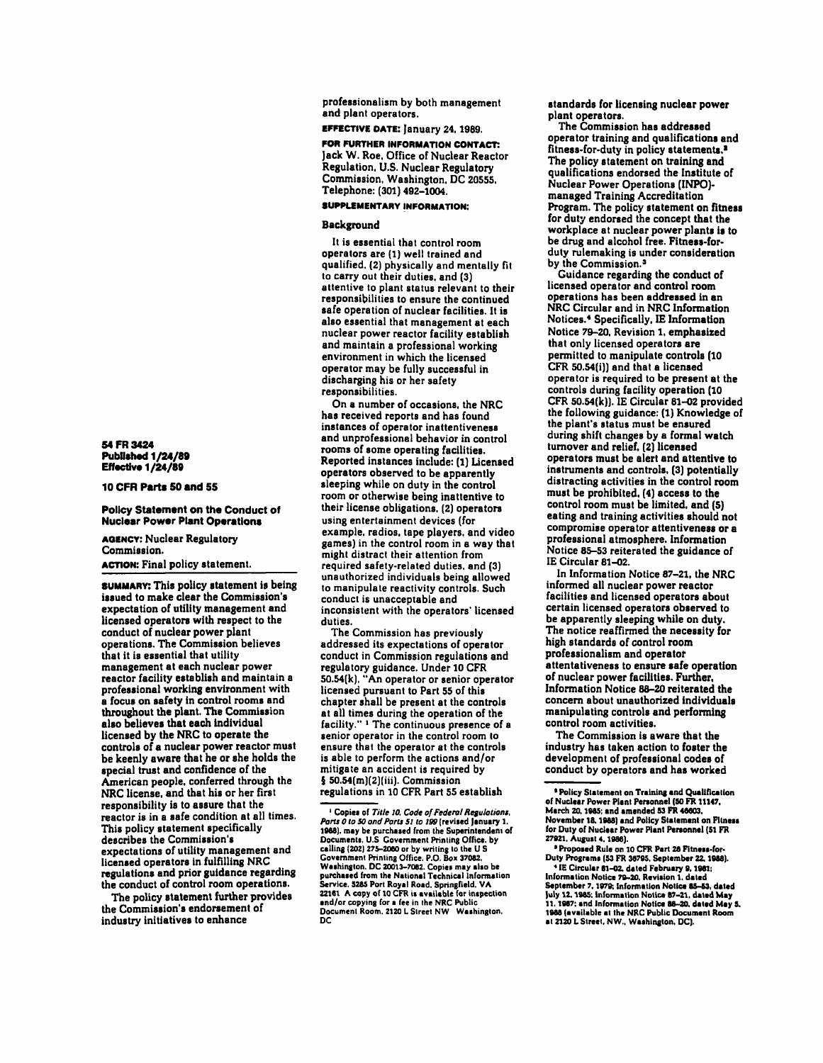54 FR 3424
Published 1/24/89
Effective 1/24/89

10 CFR Parts 50 and 55

# Policy Statement on the Conduct of Nuclear Power Plant Operations

**AGENCY:** Nuclear Regulatory Commission.

**ACTION:** Final policy statement.

**SUMMARY:** This policy statement is being issued to make clear the Commission's expectation of utility management and licensed operators with respect to the conduct of nuclear power plant operations. The Commission believes that it is essential that utility management at each nuclear power reactor facility establish and maintain a professional working environment with a focus on safety in control rooms and throughout the plant. The Commission also believes that each individual licensed by the NRC to operate the controls of a nuclear power reactor must be keenly aware that he or she holds the special trust and confidence of the American people, conferred through the NRC license, and that his or her first responsibility is to assure that the reactor is in a safe condition at all times. This policy statement specifically describes the Commission's expectations of utility management and licensed operators in fulfilling NRC regulations and prior guidance regarding the conduct of control room operations.

The policy statement further provides the Commission's endorsement of industry initiatives to enhance professionalism by both management and plant operators.

**EFFECTIVE DATE:** January 24, 1989.

**FOR FURTHER INFORMATION CONTACT:** Jack W. Roe, Office of Nuclear Reactor Regulation, U.S. Nuclear Regulatory Commission, Washington, DC 20555, Telephone: (301) 492-1004.

**SUPPLEMENTARY INFORMATION:**

## Background

It is essential that control room operators are (1) well trained and qualified, (2) physically and mentally fit to carry out their duties, and (3) attentive to plant status relevant to their responsibilities to ensure the continued safe operation of nuclear facilities. It is also essential that management at each nuclear power reactor facility establish and maintain a professional working environment in which the licensed operator may be fully successful in discharging his or her safety responsibilities.

On a number of occasions, the NRC has received reports and has found instances of operator inattentiveness and unprofessional behavior in control rooms of some operating facilities. Reported instances include: (1) Licensed operators observed to be apparently sleeping while on duty in the control room or otherwise being inattentive to their license obligations, (2) operators using entertainment devices (for example, radios, tape players, and video games) in the control room in a way that might distract their attention from required safety-related duties, and (3) unauthorized individuals being allowed to manipulate reactivity controls. Such conduct is unacceptable and inconsistent with the operators' licensed duties.

The Commission has previously addressed its expectations of operator conduct in Commission regulations and regulatory guidance. Under 10 CFR 50.54(k), "An operator or senior operator licensed pursuant to Part 55 of this chapter shall be present at the controls at all times during the operation of the facility." [1] The continuous presence of a senior operator in the control room to ensure that the operator at the controls is able to perform the actions and/or mitigate an accident is required by § 50.54(m)(2)(iii). Commission regulations in 10 CFR Part 55 establish standards for licensing nuclear power plant operators.

The Commission has addressed operator training and qualifications and fitness-for-duty in policy statements.[2] The policy statement on training and qualifications endorsed the Institute of Nuclear Power Operations (INPO)-managed Training Accreditation Program. The policy statement on fitness for duty endorsed the concept that the workplace at nuclear power plants is to be drug and alcohol free. Fitness-for-duty rulemaking is under consideration by the Commission.[3]

Guidance regarding the conduct of licensed operator and control room operations has been addressed in an NRC Circular and in NRC Information Notices.[4] Specifically, IE Information Notice 79-20, Revision 1, emphasized that only licensed operators are permitted to manipulate controls (10 CFR 50.54(i)) and that a licensed operator is required to be present at the controls during facility operation (10 CFR 50.54(k)). IE Circular 81-02 provided the following guidance: (1) Knowledge of the plant's status must be ensured during shift changes by a formal watch turnover and relief, (2) licensed operators must be alert and attentive to instruments and controls, (3) potentially distracting activities in the control room must be prohibited, (4) access to the control room must be limited, and (5) eating and training activities should not compromise operator attentiveness or a professional atmosphere. Information Notice 85-53 reiterated the guidance of IE Circular 81-02.

In Information Notice 87-21, the NRC informed all nuclear power reactor facilities and licensed operators about certain licensed operators observed to be apparently sleeping while on duty. The notice reaffirmed the necessity for high standards of control room professionalism and operator attentativeness to ensure safe operation of nuclear power facilities. Further, Information Notice 88-20 reiterated the concern about unauthorized individuals manipulating controls and performing control room activities.

The Commission is aware that the industry has taken action to foster the development of professional codes of conduct by operators and has worked

---

[1] Copies of *Title 10, Code of Federal Regulations, Parts 0 to 50 and Parts 51 to 199* (revised January 1, 1988), may be purchased from the Superintendent of Documents, U.S Government Printing Office, by calling (202) 275-2060 or by writing to the U S Government Printing Office, P.O. Box 37082, Washington, DC 20013-7082. Copies may also be purchased from the National Technical Information Service, 5285 Port Royal Road, Springfield, VA 22161. A copy of 10 CFR is available for inspection and/or copying for a fee in the NRC Public Document Room, 2120 L Street NW Washington, DC

[2] Policy Statement on Training and Qualification of Nuclear Power Plant Personnel (50 FR 11147, March 20, 1985; and amended 53 FR 46603, November 18, 1988) and Policy Statement on Fitness for Duty of Nuclear Power Plant Personnel (51 FR 27921, August 4, 1986).

[3] Proposed Rule on 10 CFR Part 26 Fitness-for-Duty Programs (53 FR 36795, September 22, 1988).

[4] IE Circular 81-02, dated February 9, 1981; Information Notice 79-20, Revision 1, dated September 7, 1979; Information Notice 85-53, dated July 12, 1985; Information Notice 87-21, dated May 11, 1987; and Information Notice 88-20, dated May 5, 1988 (available at the NRC Public Document Room at 2120 L Street, NW., Washington, DC).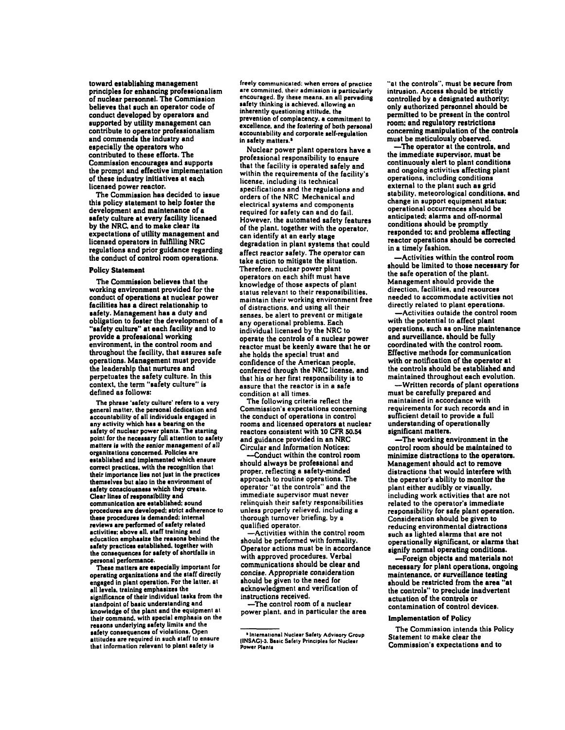toward establishing management principles for enhancing professionalism of nuclear personnel. The Commission believes that such an operator code of conduct developed by operators and supported by utility management can contribute to operator professionalism and commends the industry and especially the operators who contributed to these efforts. The Commission encourages and supports the prompt and effective implementation of these industry initiatives at each licensed power reactor.

The Commission has decided to issue this policy statement to help foster the development and maintenance of a safety culture at every facility licensed by the NRC, and to make clear its expectations of utility management and licensed operators in fulfilling NRC regulations and prior guidance regarding the conduct of control room operations.

**Policy Statement**

The Commission believes that the working environment provided for the conduct of operations at nuclear power facilities has a direct relationship to safety. Management has a duty and obligation to foster the development of a "safety culture" at each facility and to provide a professional working environment, in the control room and throughout the facility, that assures safe operations. Management must provide the leadership that nurtures and perpetuates the safety culture. In this context, the term "safety culture" is defined as follows:

> The phrase 'safety culture' refers to a very general matter, the personal dedication and accountability of all individuals engaged in any activity which has a bearing on the safety of nuclear power plants. The starting point for the necessary full attention to safety matters is with the *senior management* of all organizations concerned. Policies are established and implemented which ensure correct practices, with the recognition that their importance lies not just in the practices themselves but also in the environment of safety consciousness which they create. Clear lines of responsibility and communication are established; sound procedures are developed; strict adherence to these procedures is demanded; internal reviews are performed of safety related activities; above all, staff training and education emphasize the reasons behind the safety practices established, together with the consequences for safety of shortfalls in personal performance.
>
> These matters are especially important for operating organizations and the staff directly engaged in plant operation. For the latter, at all levels, training emphasizes the significance of their individual tasks from the standpoint of basic understanding and knowledge of the plant and the equipment at their command, with special emphasis on the reasons underlying safety limits and the safety consequences of violations. Open attitudes are required in such staff to ensure that information relevant to plant safety is freely communicated; when errors of practice are committed, their admission is particularly encouraged. By these means, an all pervading safety thinking is achieved, allowing an inherently questioning attitude, the prevention of complacency, a commitment to excellence, and the fostering of both personal accountability and corporate self-regulation in safety matters.[5]

Nuclear power plant operators have a professional responsibility to ensure that the facility is operated safely and within the requirements of the facility's license, including its technical specifications and the regulations and orders of the NRC. Mechanical and electrical systems and components required for safety can and do fail. However, the automated safety features of the plant, together with the operator, can identify at an early stage degradation in plant systems that could affect reactor safety. The operator can take action to mitigate the situation. Therefore, nuclear power plant operators on each shift must have knowledge of those aspects of plant status relevant to their responsibilities, maintain their working environment free of distractions, and using all their senses, be alert to prevent or mitigate any operational problems. Each individual licensed by the NRC to operate the controls of a nuclear power reactor must be keenly aware that he or she holds the special trust and confidence of the American people, conferred through the NRC license, and that his or her first responsibility is to assure that the reactor is in a safe condition at all times.

The following criteria reflect the Commission's expectations concerning the conduct of operations in control rooms and licensed operators at nuclear reactors consistent with 10 CFR 50.54 and guidance provided in an NRC Circular and Information Notices:

—Conduct within the control room should always be professional and proper, reflecting a safety-minded approach to routine operations. The operator "at the controls" and the immediate supervisor must never relinquish their safety responsibilities unless properly relieved, including a thorough turnover briefing, by a qualified operator.

—Activities within the control room should be performed with formality. Operator actions must be in accordance with approved procedures. Verbal communications should be clear and concise. Appropriate consideration should be given to the need for acknowledgment and verification of instructions received.

—The control room of a nuclear power plant, and in particular the area "at the controls", must be secure from intrusion. Access should be strictly controlled by a designated authority; only authorized personnel should be permitted to be present in the control room; and regulatory restrictions concerning manipulation of the controls must be meticulously observed.

—The operator at the controls, and the immediate supervisor, must be continuously alert to plant conditions and ongoing activities affecting plant operations, including conditions external to the plant such as grid stability, meteorological conditions, and change in support equipment status; operational occurrences should be anticipated; alarms and off-normal conditions should be promptly responded to; and problems affecting reactor operations should be corrected in a timely fashion.

—Activities within the control room should be limited to those necessary for the safe operation of the plant. Management should provide the direction, facilities, and resources needed to accommodate activities not directly related to plant operations.

—Activities outside the control room with the potential to affect plant operations, such as on-line maintenance and surveillance, should be fully coordinated with the control room. Effective methods for communication with or notification of the operator at the controls should be established and maintained throughout each evolution.

—Written records of plant operations must be carefully prepared and maintained in accordance with requirements for such records and in sufficient detail to provide a full understanding of operationally significant matters.

—The working environment in the control room should be maintained to minimize distractions to the operators. Management should act to remove distractions that would interfere with the operator's ability to monitor the plant either audibly or visually, including work activities that are not related to the operator's immediate responsibility for safe plant operation. Consideration should be given to reducing environmental distractions such as lighted alarms that are not operationally significant, or alarms that signify normal operating conditions.

—Foreign objects and materials not necessary for plant operations, ongoing maintenance, or surveillance testing should be restricted from the area "at the controls" to preclude inadvertent actuation of the controls or contamination of control devices.

**Implementation of Policy**

The Commission intends this Policy Statement to make clear the Commission's expectations and to

---

[5] International Nuclear Safety Advisory Group (INSAG)-3, Basic Safety Principles for Nuclear Power Plants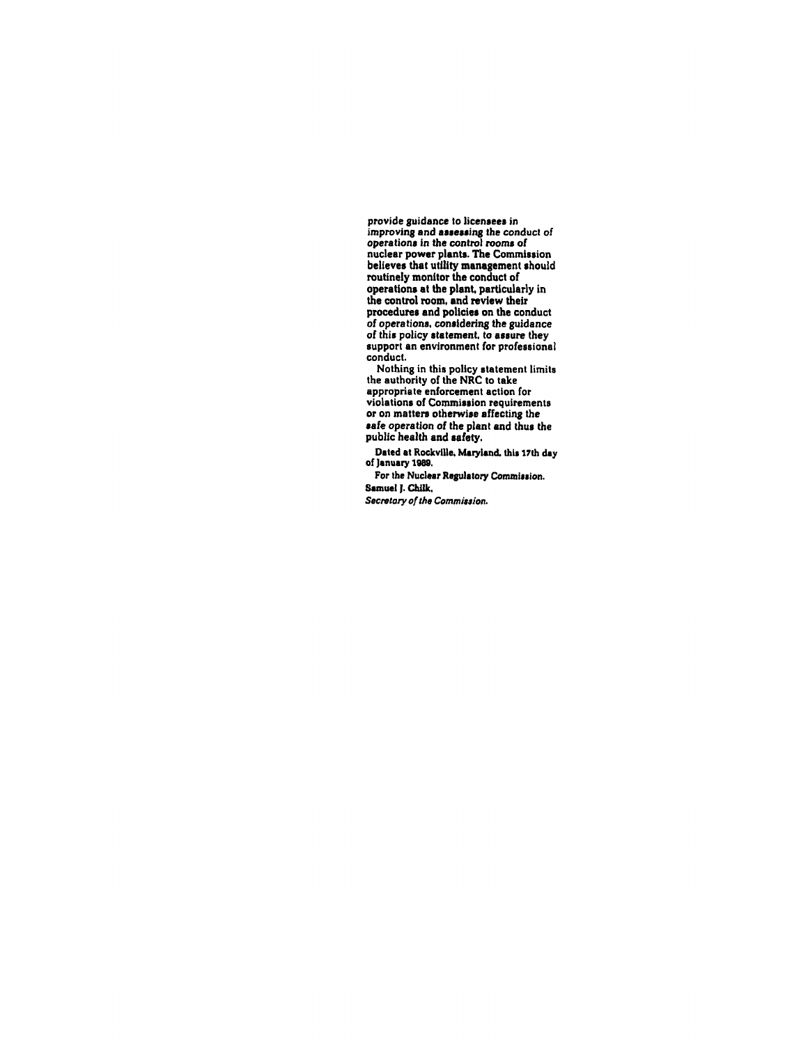provide guidance to licensees in improving and assessing the conduct of operations in the control rooms of nuclear power plants. The Commission believes that utility management should routinely monitor the conduct of operations at the plant, particularly in the control room, and review their procedures and policies on the conduct of operations, considering the guidance of this policy statement, to assure they support an environment for professional conduct.

Nothing in this policy statement limits the authority of the NRC to take appropriate enforcement action for violations of Commission requirements or on matters otherwise affecting the safe operation of the plant and thus the public health and safety.

Dated at Rockville, Maryland, this 17th day of January 1989.

For the Nuclear Regulatory Commission.

Samuel J. Chilk,

*Secretary of the Commission.*